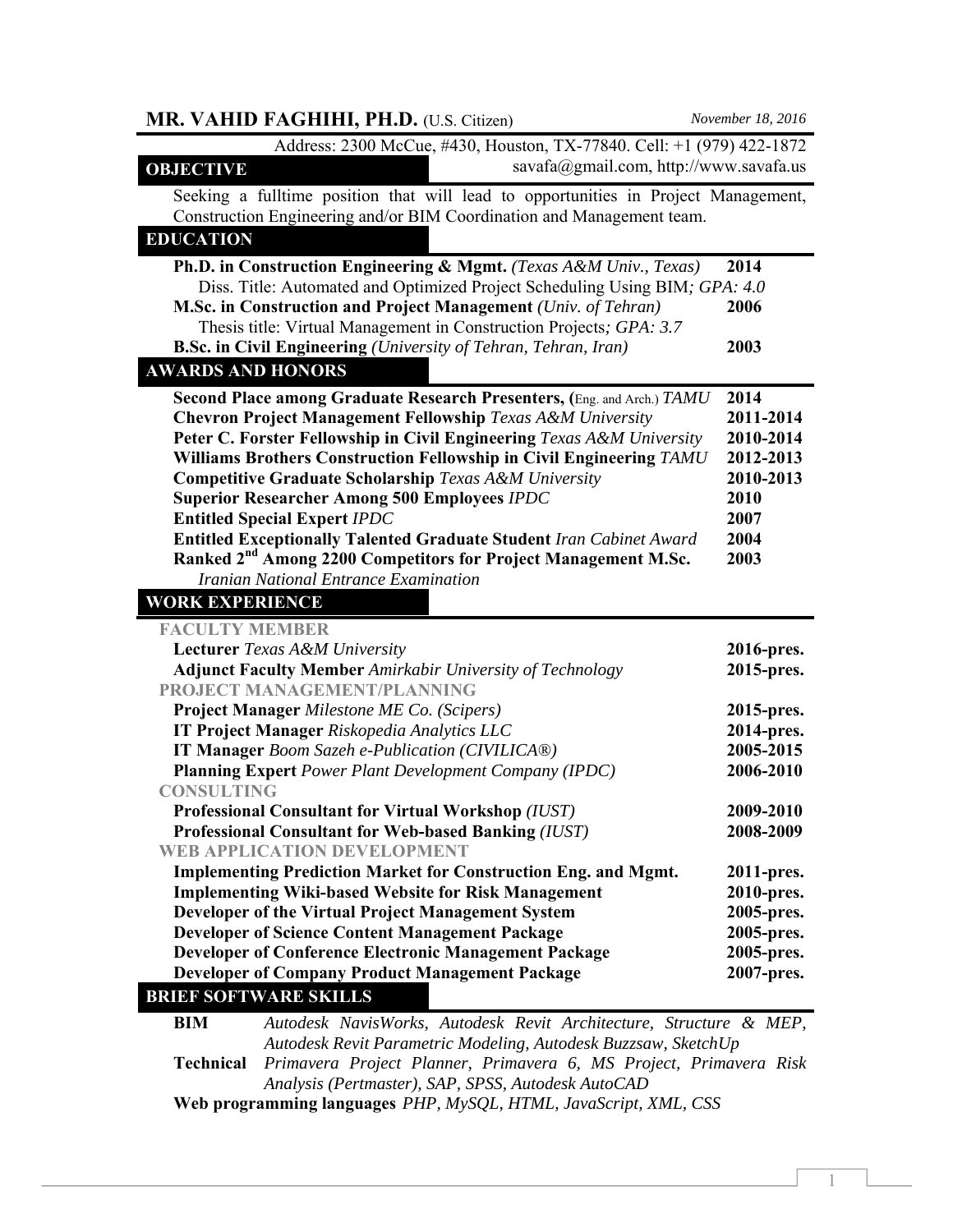# MR. VAHID FAGHIHI, PH.D. (U.S. Citizen)

*November 18, 2016*

Address: 2300 McCue, #430, Houston, TX-77840. Cell: +1 (979) 422-1872
savafa@gmail.com, http://www.savafa.us

## OBJECTIVE

Seeking a fulltime position that will lead to opportunities in Project Management, Construction Engineering and/or BIM Coordination and Management team.

## EDUCATION

**Ph.D. in Construction Engineering & Mgmt.** *(Texas A&M Univ., Texas)* **2014**
Diss. Title: Automated and Optimized Project Scheduling Using BIM*; GPA: 4.0*

**M.Sc. in Construction and Project Management** *(Univ. of Tehran)* **2006**
Thesis title: Virtual Management in Construction Projects*; GPA: 3.7*

**B.Sc. in Civil Engineering** *(University of Tehran, Tehran, Iran)* **2003**

## AWARDS AND HONORS

| | |
|---|---|
| **Second Place among Graduate Research Presenters, (**Eng. and Arch.) *TAMU* | **2014** |
| **Chevron Project Management Fellowship** *Texas A&M University* | **2011-2014** |
| **Peter C. Forster Fellowship in Civil Engineering** *Texas A&M University* | **2010-2014** |
| **Williams Brothers Construction Fellowship in Civil Engineering** *TAMU* | **2012-2013** |
| **Competitive Graduate Scholarship** *Texas A&M University* | **2010-2013** |
| **Superior Researcher Among 500 Employees** *IPDC* | **2010** |
| **Entitled Special Expert** *IPDC* | **2007** |
| **Entitled Exceptionally Talented Graduate Student** *Iran Cabinet Award* | **2004** |
| **Ranked 2nd Among 2200 Competitors for Project Management M.Sc.** *Iranian National Entrance Examination* | **2003** |

## WORK EXPERIENCE

### FACULTY MEMBER

| | |
|---|---|
| **Lecturer** *Texas A&M University* | **2016-pres.** |
| **Adjunct Faculty Member** *Amirkabir University of Technology* | **2015-pres.** |

### PROJECT MANAGEMENT/PLANNING

| | |
|---|---|
| **Project Manager** *Milestone ME Co. (Scipers)* | **2015-pres.** |
| **IT Project Manager** *Riskopedia Analytics LLC* | **2014-pres.** |
| **IT Manager** *Boom Sazeh e-Publication (CIVILICA®)* | **2005-2015** |
| **Planning Expert** *Power Plant Development Company (IPDC)* | **2006-2010** |

### CONSULTING

| | |
|---|---|
| **Professional Consultant for Virtual Workshop** *(IUST)* | **2009-2010** |
| **Professional Consultant for Web-based Banking** *(IUST)* | **2008-2009** |

### WEB APPLICATION DEVELOPMENT

| | |
|---|---|
| **Implementing Prediction Market for Construction Eng. and Mgmt.** | **2011-pres.** |
| **Implementing Wiki-based Website for Risk Management** | **2010-pres.** |
| **Developer of the Virtual Project Management System** | **2005-pres.** |
| **Developer of Science Content Management Package** | **2005-pres.** |
| **Developer of Conference Electronic Management Package** | **2005-pres.** |
| **Developer of Company Product Management Package** | **2007-pres.** |

## BRIEF SOFTWARE SKILLS

**BIM** *Autodesk NavisWorks, Autodesk Revit Architecture, Structure & MEP, Autodesk Revit Parametric Modeling, Autodesk Buzzsaw, SketchUp*

**Technical** *Primavera Project Planner, Primavera 6, MS Project, Primavera Risk Analysis (Pertmaster), SAP, SPSS, Autodesk AutoCAD*

**Web programming languages** *PHP, MySQL, HTML, JavaScript, XML, CSS*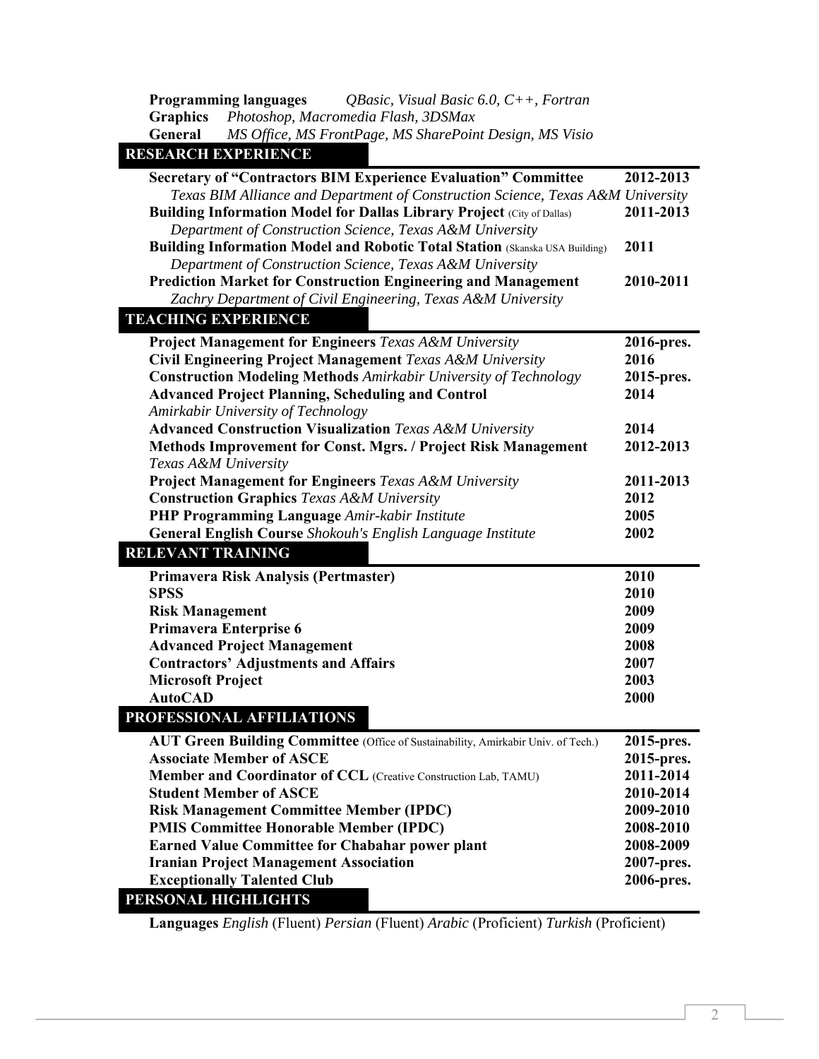**Programming languages** *QBasic, Visual Basic 6.0, C++, Fortran*
**Graphics** *Photoshop, Macromedia Flash, 3DSMax*
**General** *MS Office, MS FrontPage, MS SharePoint Design, MS Visio*

## RESEARCH EXPERIENCE

**Secretary of "Contractors BIM Experience Evaluation" Committee** **2012-2013**
*Texas BIM Alliance and Department of Construction Science, Texas A&M University*

**Building Information Model for Dallas Library Project** (City of Dallas) **2011-2013**
*Department of Construction Science, Texas A&M University*

**Building Information Model and Robotic Total Station** (Skanska USA Building) **2011**
*Department of Construction Science, Texas A&M University*

**Prediction Market for Construction Engineering and Management** **2010-2011**
*Zachry Department of Civil Engineering, Texas A&M University*

## TEACHING EXPERIENCE

**Project Management for Engineers** *Texas A&M University* **2016-pres.**
**Civil Engineering Project Management** *Texas A&M University* **2016**
**Construction Modeling Methods** *Amirkabir University of Technology* **2015-pres.**
**Advanced Project Planning, Scheduling and Control** **2014**
*Amirkabir University of Technology*
**Advanced Construction Visualization** *Texas A&M University* **2014**
**Methods Improvement for Const. Mgrs. / Project Risk Management** **2012-2013**
*Texas A&M University*
**Project Management for Engineers** *Texas A&M University* **2011-2013**
**Construction Graphics** *Texas A&M University* **2012**
**PHP Programming Language** *Amir-kabir Institute* **2005**
**General English Course** *Shokouh's English Language Institute* **2002**

## RELEVANT TRAINING

**Primavera Risk Analysis (Pertmaster)** **2010**
**SPSS** **2010**
**Risk Management** **2009**
**Primavera Enterprise 6** **2009**
**Advanced Project Management** **2008**
**Contractors' Adjustments and Affairs** **2007**
**Microsoft Project** **2003**
**AutoCAD** **2000**

## PROFESSIONAL AFFILIATIONS

**AUT Green Building Committee** (Office of Sustainability, Amirkabir Univ. of Tech.) **2015-pres.**
**Associate Member of ASCE** **2015-pres.**
**Member and Coordinator of CCL** (Creative Construction Lab, TAMU) **2011-2014**
**Student Member of ASCE** **2010-2014**
**Risk Management Committee Member (IPDC)** **2009-2010**
**PMIS Committee Honorable Member (IPDC)** **2008-2010**
**Earned Value Committee for Chabahar power plant** **2008-2009**
**Iranian Project Management Association** **2007-pres.**
**Exceptionally Talented Club** **2006-pres.**

## PERSONAL HIGHLIGHTS

**Languages** *English* (Fluent) *Persian* (Fluent) *Arabic* (Proficient) *Turkish* (Proficient)